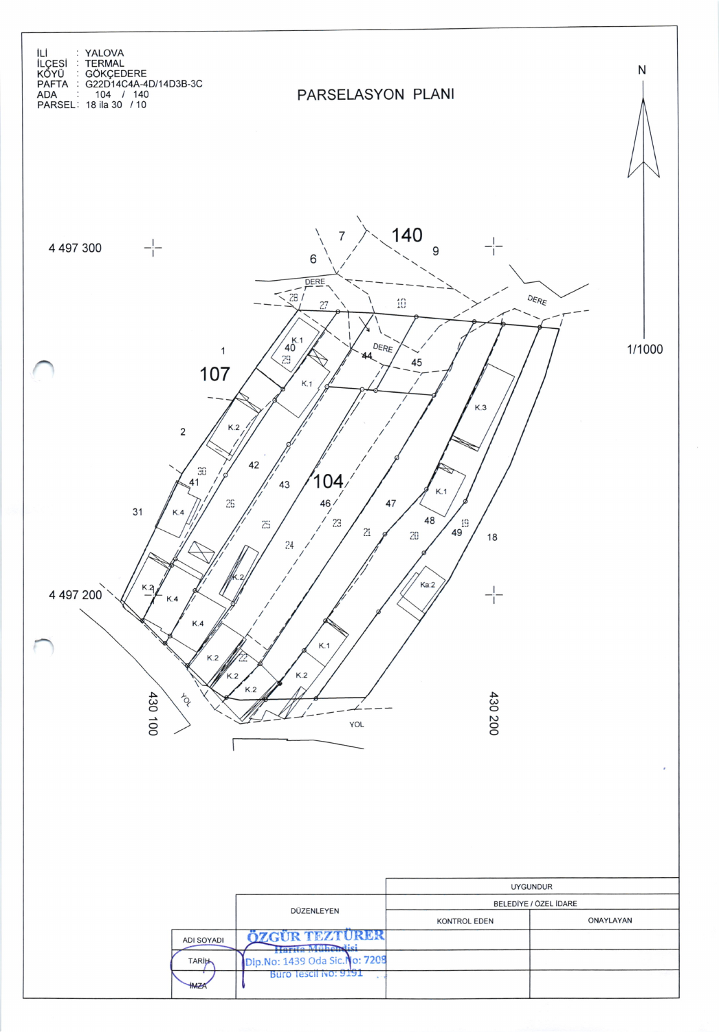İLİ : YALOVA
İLÇESİ : TERMAL
KÖYÜ : GÖKÇEDERE
PAFTA : G22D14C4A-4D/14D3B-3C
ADA : 104 / 140
PARSEL : 18 ila 30 / 10

# PARSELASYON PLANI

N

1/1000

4 497 300

4 497 200

430 100

430 200

| | DÜZENLEYEN | UYGUNDUR | |
|---|---|---|---|
| | | BELEDİYE / ÖZEL İDARE | |
| | | KONTROL EDEN | ONAYLAYAN |
| ADI SOYADI | ÖZGÜR TEZTÜRER Harita Mühendisi | | |
| TARİH | Dip.No: 1439 Oda Sic.No: 7209 | | |
| İMZA | Buro Tescil No: 9191 | | |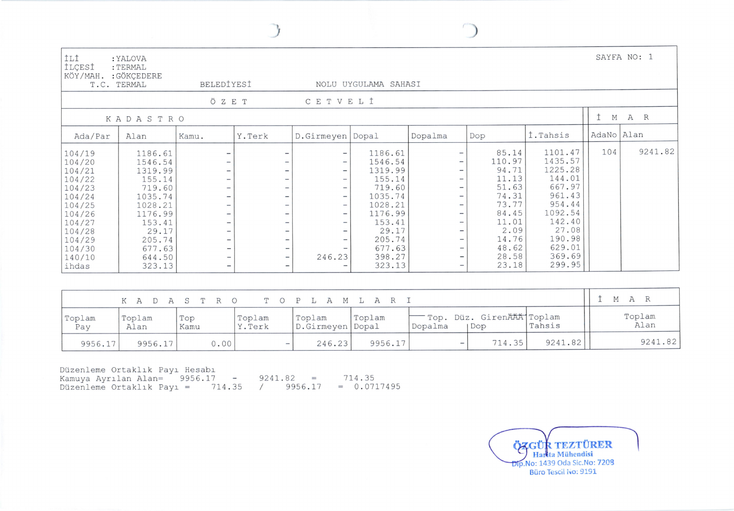İLİ : YALOVA
İLÇESİ : TERMAL
KÖY/MAH. : GÖKÇEDERE

T.C. TERMAL BELEDİYESİ NOLU UYGULAMA SAHASI

SAYFA NO: 1

## ÖZET CETVELİ

| KADASTRO | | | | | | | | | İMAR | |
|---|---|---|---|---|---|---|---|---|---|---|
| Ada/Par | Alan | Kamu. | Y.Terk | D.Girmeyen | Dopal | Dopalma | Dop | İ.Tahsis | AdaNo | Alan |
| 104/19 | 1186.61 | - | - | - | 1186.61 | - | 85.14 | 1101.47 | 104 | 9241.82 |
| 104/20 | 1546.54 | - | - | - | 1546.54 | - | 110.97 | 1435.57 | | |
| 104/21 | 1319.99 | - | - | - | 1319.99 | - | 94.71 | 1225.28 | | |
| 104/22 | 155.14 | - | - | - | 155.14 | - | 11.13 | 144.01 | | |
| 104/23 | 719.60 | - | - | - | 719.60 | - | 51.63 | 667.97 | | |
| 104/24 | 1035.74 | - | - | - | 1035.74 | - | 74.31 | 961.43 | | |
| 104/25 | 1028.21 | - | - | - | 1028.21 | - | 73.77 | 954.44 | | |
| 104/26 | 1176.99 | - | - | - | 1176.99 | - | 84.45 | 1092.54 | | |
| 104/27 | 153.41 | - | - | - | 153.41 | - | 11.01 | 142.40 | | |
| 104/28 | 29.17 | - | - | - | 29.17 | - | 2.09 | 27.08 | | |
| 104/29 | 205.74 | - | - | - | 205.74 | - | 14.76 | 190.98 | | |
| 104/30 | 677.63 | - | - | - | 677.63 | - | 48.62 | 629.01 | | |
| 140/10 | 644.50 | - | - | 246.23 | 398.27 | - | 28.58 | 369.69 | | |
| ihdas | 323.13 | - | - | - | 323.13 | - | 23.18 | 299.95 | | |

| KADASTRO TOPLAMLARI | | | | | | Top. Düz. GirenÄÄÄ | | | İMAR |
|---|---|---|---|---|---|---|---|---|---|
| Toplam Pay | Toplam Alan | Top Kamu | Toplam Y.Terk | Toplam D.Girmeyen | Toplam Dopal | Dopalma | Dop | Toplam Tahsis | Toplam Alan |
| 9956.17 | 9956.17 | 0.00 | - | 246.23 | 9956.17 | - | 714.35 | 9241.82 | 9241.82 |

Düzenleme Ortaklık Payı Hesabı
Kamuya Ayrılan Alan= 9956.17 - 9241.82 = 714.35
Düzenleme Ortaklık Payı = 714.35 / 9956.17 = 0.0717495

ÖZGÜR TEZTÜRER
Harita Mühendisi
Dip.No: 1439 Oda Sic.No: 7208
Büro Tescil No: 9191